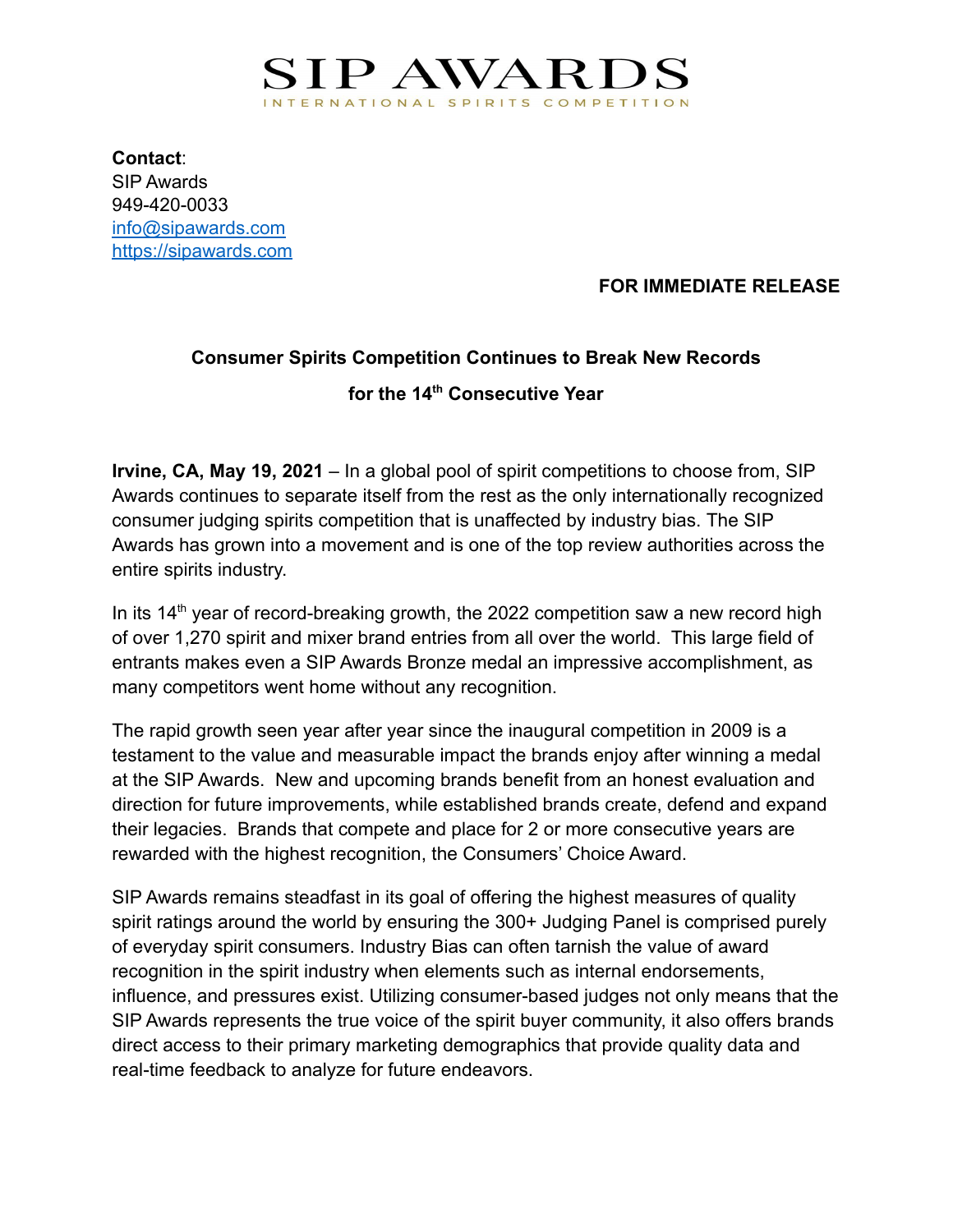# SIP AWARDS

INTERNATIONAL SPIRITS COMPETITION

**Contact**:
SIP Awards
949-420-0033
info@sipawards.com
https://sipawards.com

**FOR IMMEDIATE RELEASE**

## Consumer Spirits Competition Continues to Break New Records for the 14th Consecutive Year

**Irvine, CA, May 19, 2021** – In a global pool of spirit competitions to choose from, SIP Awards continues to separate itself from the rest as the only internationally recognized consumer judging spirits competition that is unaffected by industry bias. The SIP Awards has grown into a movement and is one of the top review authorities across the entire spirits industry.

In its 14th year of record-breaking growth, the 2022 competition saw a new record high of over 1,270 spirit and mixer brand entries from all over the world. This large field of entrants makes even a SIP Awards Bronze medal an impressive accomplishment, as many competitors went home without any recognition.

The rapid growth seen year after year since the inaugural competition in 2009 is a testament to the value and measurable impact the brands enjoy after winning a medal at the SIP Awards. New and upcoming brands benefit from an honest evaluation and direction for future improvements, while established brands create, defend and expand their legacies. Brands that compete and place for 2 or more consecutive years are rewarded with the highest recognition, the Consumers' Choice Award.

SIP Awards remains steadfast in its goal of offering the highest measures of quality spirit ratings around the world by ensuring the 300+ Judging Panel is comprised purely of everyday spirit consumers. Industry Bias can often tarnish the value of award recognition in the spirit industry when elements such as internal endorsements, influence, and pressures exist. Utilizing consumer-based judges not only means that the SIP Awards represents the true voice of the spirit buyer community, it also offers brands direct access to their primary marketing demographics that provide quality data and real-time feedback to analyze for future endeavors.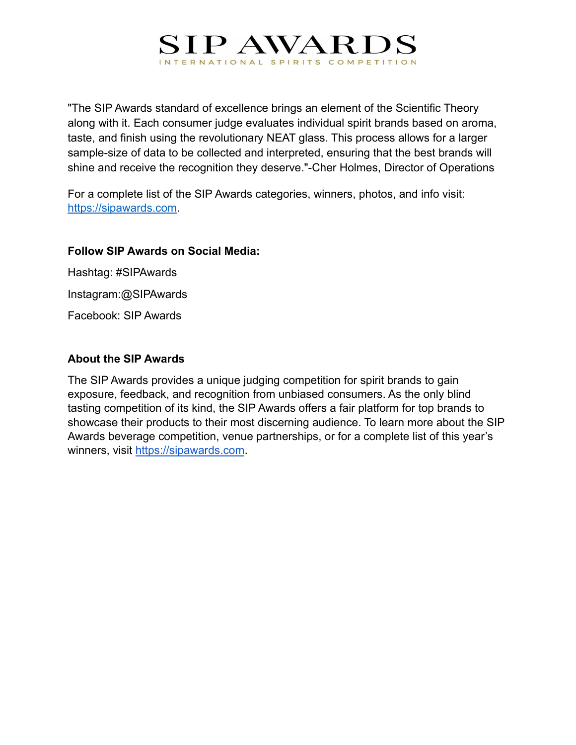# SIP AWARDS

INTERNATIONAL SPIRITS COMPETITION

"The SIP Awards standard of excellence brings an element of the Scientific Theory along with it. Each consumer judge evaluates individual spirit brands based on aroma, taste, and finish using the revolutionary NEAT glass. This process allows for a larger sample-size of data to be collected and interpreted, ensuring that the best brands will shine and receive the recognition they deserve."-Cher Holmes, Director of Operations

For a complete list of the SIP Awards categories, winners, photos, and info visit: https://sipawards.com.

**Follow SIP Awards on Social Media:**

Hashtag: #SIPAwards

Instagram:@SIPAwards

Facebook: SIP Awards

**About the SIP Awards**

The SIP Awards provides a unique judging competition for spirit brands to gain exposure, feedback, and recognition from unbiased consumers. As the only blind tasting competition of its kind, the SIP Awards offers a fair platform for top brands to showcase their products to their most discerning audience. To learn more about the SIP Awards beverage competition, venue partnerships, or for a complete list of this year's winners, visit https://sipawards.com.